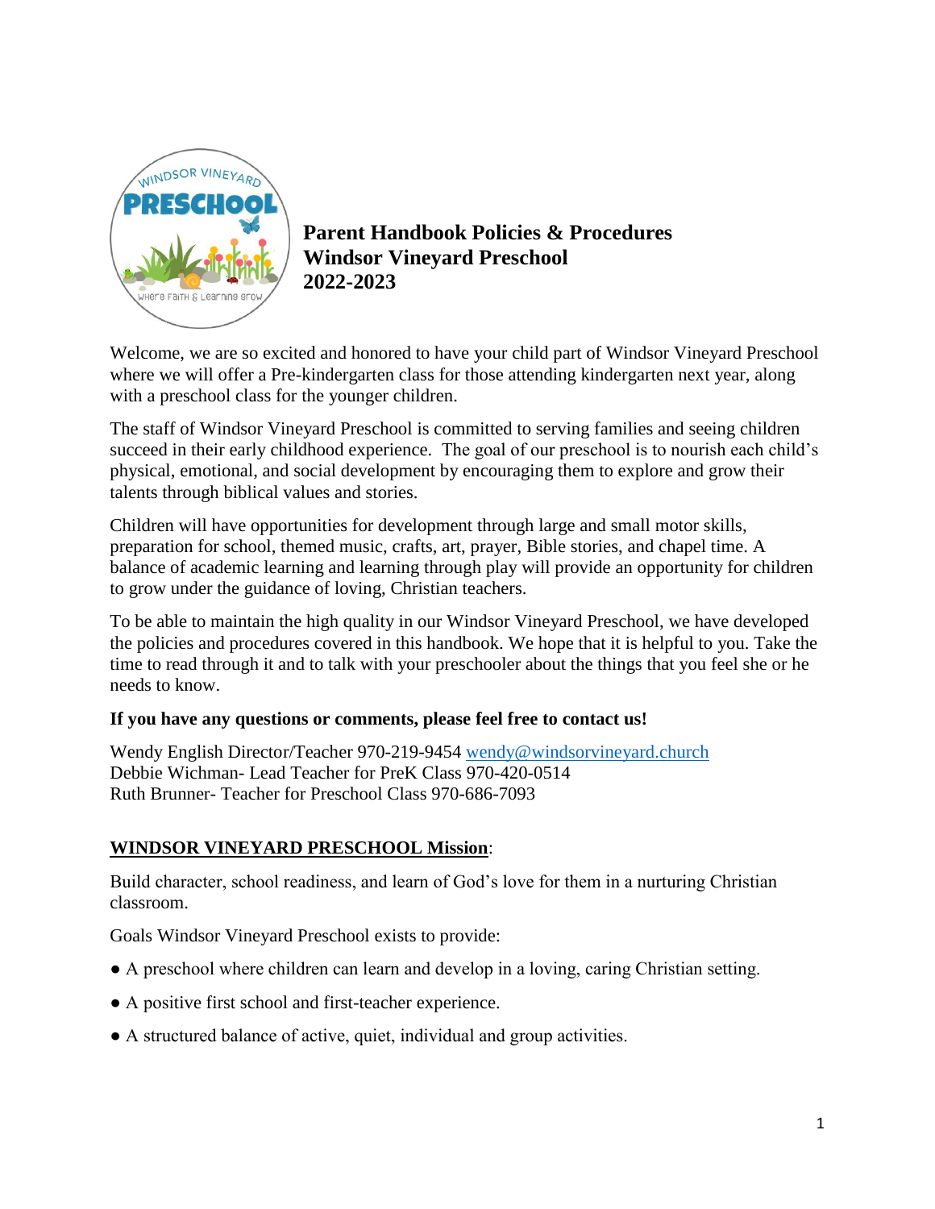# Parent Handbook Policies & Procedures
# Windsor Vineyard Preschool
# 2022-2023

Welcome, we are so excited and honored to have your child part of Windsor Vineyard Preschool where we will offer a Pre-kindergarten class for those attending kindergarten next year, along with a preschool class for the younger children.

The staff of Windsor Vineyard Preschool is committed to serving families and seeing children succeed in their early childhood experience. The goal of our preschool is to nourish each child's physical, emotional, and social development by encouraging them to explore and grow their talents through biblical values and stories.

Children will have opportunities for development through large and small motor skills, preparation for school, themed music, crafts, art, prayer, Bible stories, and chapel time. A balance of academic learning and learning through play will provide an opportunity for children to grow under the guidance of loving, Christian teachers.

To be able to maintain the high quality in our Windsor Vineyard Preschool, we have developed the policies and procedures covered in this handbook. We hope that it is helpful to you. Take the time to read through it and to talk with your preschooler about the things that you feel she or he needs to know.

**If you have any questions or comments, please feel free to contact us!**

Wendy English Director/Teacher 970-219-9454 wendy@windsorvineyard.church
Debbie Wichman- Lead Teacher for PreK Class 970-420-0514
Ruth Brunner- Teacher for Preschool Class 970-686-7093

## WINDSOR VINEYARD PRESCHOOL Mission:

Build character, school readiness, and learn of God's love for them in a nurturing Christian classroom.

Goals Windsor Vineyard Preschool exists to provide:

- A preschool where children can learn and develop in a loving, caring Christian setting.
- A positive first school and first-teacher experience.
- A structured balance of active, quiet, individual and group activities.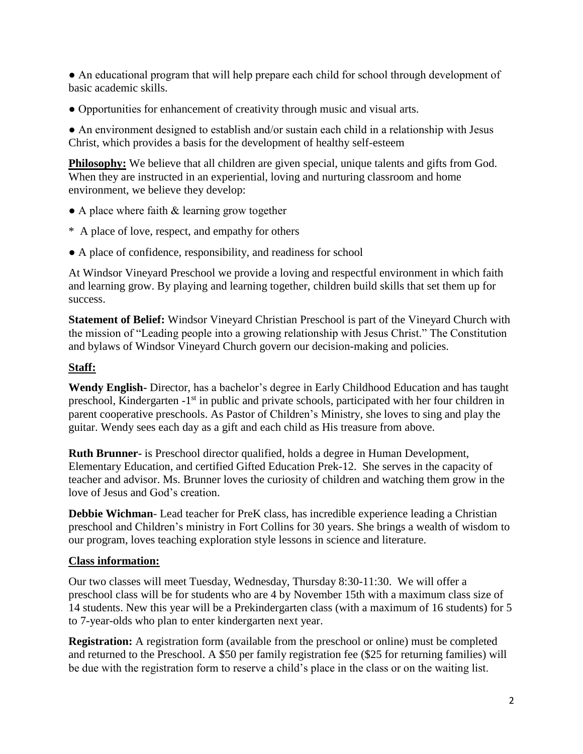● An educational program that will help prepare each child for school through development of basic academic skills.

● Opportunities for enhancement of creativity through music and visual arts.

● An environment designed to establish and/or sustain each child in a relationship with Jesus Christ, which provides a basis for the development of healthy self-esteem

**Philosophy:** We believe that all children are given special, unique talents and gifts from God. When they are instructed in an experiential, loving and nurturing classroom and home environment, we believe they develop:

● A place where faith & learning grow together

* A place of love, respect, and empathy for others

● A place of confidence, responsibility, and readiness for school

At Windsor Vineyard Preschool we provide a loving and respectful environment in which faith and learning grow. By playing and learning together, children build skills that set them up for success.

**Statement of Belief:** Windsor Vineyard Christian Preschool is part of the Vineyard Church with the mission of "Leading people into a growing relationship with Jesus Christ." The Constitution and bylaws of Windsor Vineyard Church govern our decision-making and policies.

## Staff:

**Wendy English**- Director, has a bachelor's degree in Early Childhood Education and has taught preschool, Kindergarten -1st in public and private schools, participated with her four children in parent cooperative preschools. As Pastor of Children's Ministry, she loves to sing and play the guitar. Wendy sees each day as a gift and each child as His treasure from above.

**Ruth Brunner**- is Preschool director qualified, holds a degree in Human Development, Elementary Education, and certified Gifted Education Prek-12. She serves in the capacity of teacher and advisor. Ms. Brunner loves the curiosity of children and watching them grow in the love of Jesus and God's creation.

**Debbie Wichman**- Lead teacher for PreK class, has incredible experience leading a Christian preschool and Children's ministry in Fort Collins for 30 years. She brings a wealth of wisdom to our program, loves teaching exploration style lessons in science and literature.

## Class information:

Our two classes will meet Tuesday, Wednesday, Thursday 8:30-11:30. We will offer a preschool class will be for students who are 4 by November 15th with a maximum class size of 14 students. New this year will be a Prekindergarten class (with a maximum of 16 students) for 5 to 7-year-olds who plan to enter kindergarten next year.

**Registration:** A registration form (available from the preschool or online) must be completed and returned to the Preschool. A $50 per family registration fee ($25 for returning families) will be due with the registration form to reserve a child's place in the class or on the waiting list.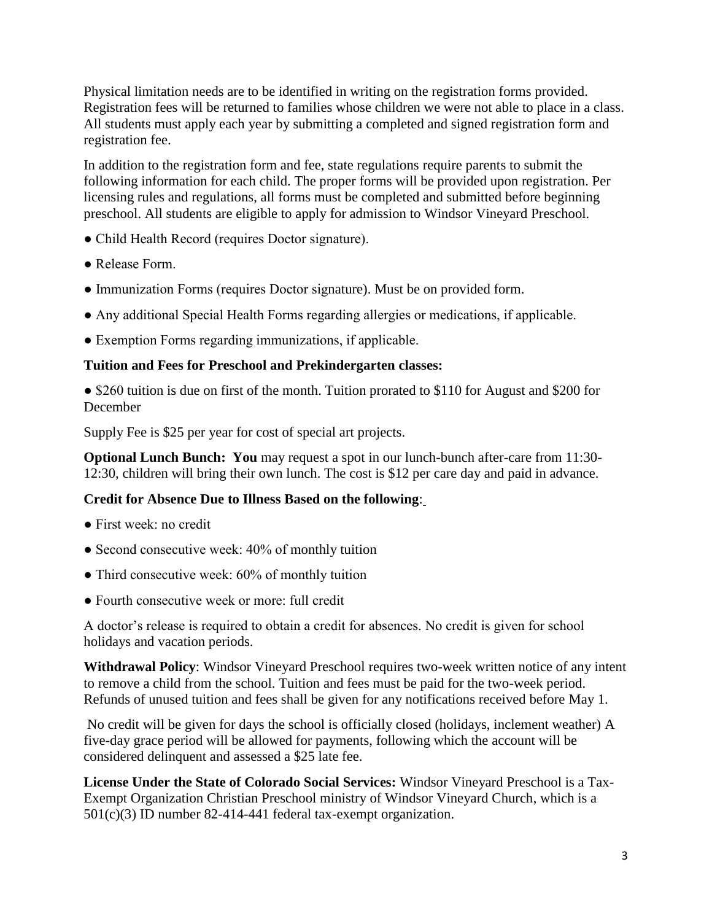Physical limitation needs are to be identified in writing on the registration forms provided. Registration fees will be returned to families whose children we were not able to place in a class. All students must apply each year by submitting a completed and signed registration form and registration fee.

In addition to the registration form and fee, state regulations require parents to submit the following information for each child. The proper forms will be provided upon registration. Per licensing rules and regulations, all forms must be completed and submitted before beginning preschool. All students are eligible to apply for admission to Windsor Vineyard Preschool.

- Child Health Record (requires Doctor signature).
- Release Form.
- Immunization Forms (requires Doctor signature). Must be on provided form.
- Any additional Special Health Forms regarding allergies or medications, if applicable.
- Exemption Forms regarding immunizations, if applicable.

**Tuition and Fees for Preschool and Prekindergarten classes:**

- $260 tuition is due on first of the month. Tuition prorated to $110 for August and $200 for December

Supply Fee is $25 per year for cost of special art projects.

**Optional Lunch Bunch: You** may request a spot in our lunch-bunch after-care from 11:30-12:30, children will bring their own lunch. The cost is $12 per care day and paid in advance.

**Credit for Absence Due to Illness Based on the following**:

- First week: no credit
- Second consecutive week: 40% of monthly tuition
- Third consecutive week: 60% of monthly tuition
- Fourth consecutive week or more: full credit

A doctor's release is required to obtain a credit for absences. No credit is given for school holidays and vacation periods.

**Withdrawal Policy**: Windsor Vineyard Preschool requires two-week written notice of any intent to remove a child from the school. Tuition and fees must be paid for the two-week period. Refunds of unused tuition and fees shall be given for any notifications received before May 1.

No credit will be given for days the school is officially closed (holidays, inclement weather) A five-day grace period will be allowed for payments, following which the account will be considered delinquent and assessed a $25 late fee.

**License Under the State of Colorado Social Services:** Windsor Vineyard Preschool is a Tax-Exempt Organization Christian Preschool ministry of Windsor Vineyard Church, which is a 501(c)(3) ID number 82-414-441 federal tax-exempt organization.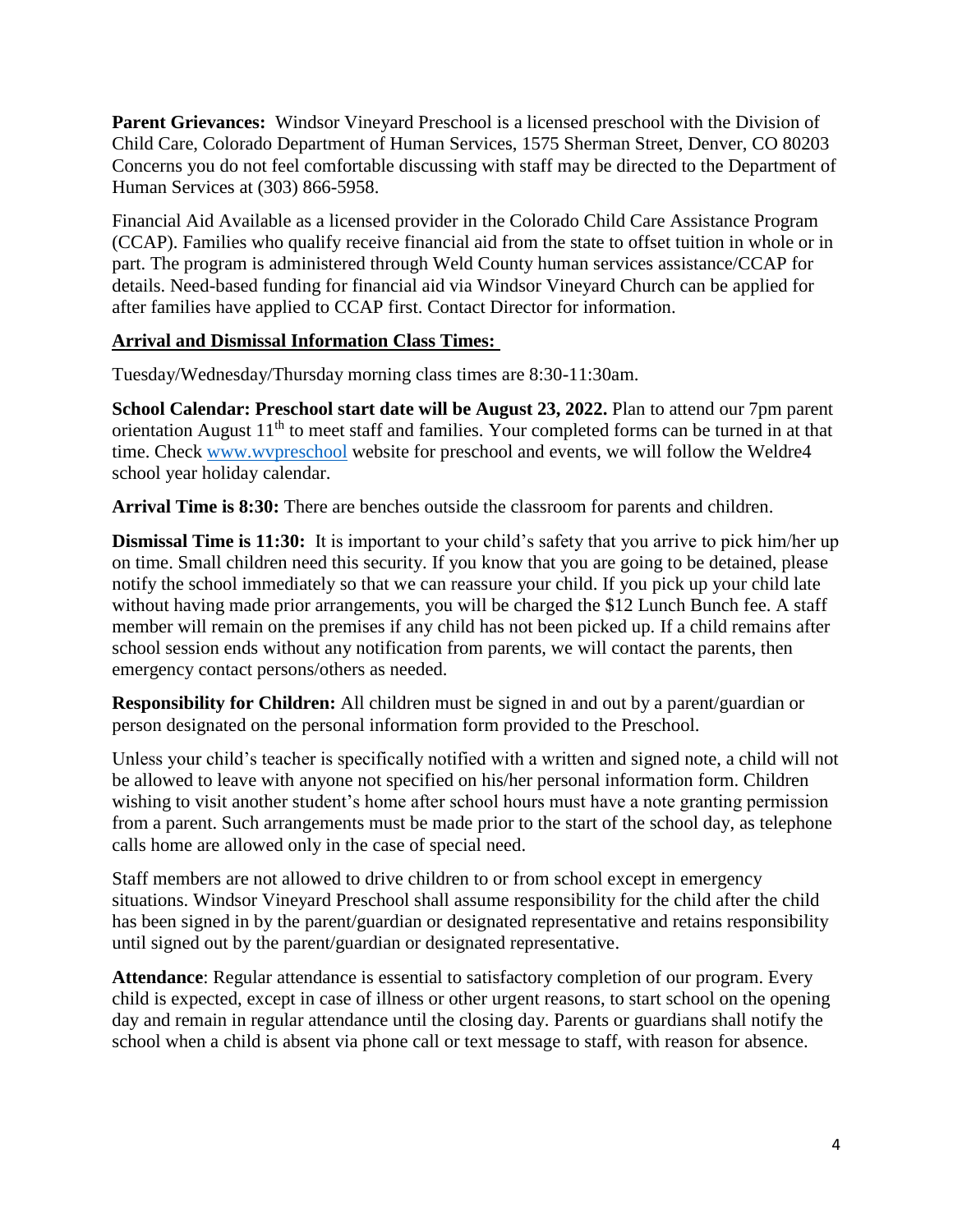**Parent Grievances:** Windsor Vineyard Preschool is a licensed preschool with the Division of Child Care, Colorado Department of Human Services, 1575 Sherman Street, Denver, CO 80203 Concerns you do not feel comfortable discussing with staff may be directed to the Department of Human Services at (303) 866-5958.

Financial Aid Available as a licensed provider in the Colorado Child Care Assistance Program (CCAP). Families who qualify receive financial aid from the state to offset tuition in whole or in part. The program is administered through Weld County human services assistance/CCAP for details. Need-based funding for financial aid via Windsor Vineyard Church can be applied for after families have applied to CCAP first. Contact Director for information.

**Arrival and Dismissal Information Class Times:**

Tuesday/Wednesday/Thursday morning class times are 8:30-11:30am.

**School Calendar: Preschool start date will be August 23, 2022.** Plan to attend our 7pm parent orientation August 11th to meet staff and families. Your completed forms can be turned in at that time. Check www.wvpreschool website for preschool and events, we will follow the Weldre4 school year holiday calendar.

**Arrival Time is 8:30:** There are benches outside the classroom for parents and children.

**Dismissal Time is 11:30:** It is important to your child's safety that you arrive to pick him/her up on time. Small children need this security. If you know that you are going to be detained, please notify the school immediately so that we can reassure your child. If you pick up your child late without having made prior arrangements, you will be charged the $12 Lunch Bunch fee. A staff member will remain on the premises if any child has not been picked up. If a child remains after school session ends without any notification from parents, we will contact the parents, then emergency contact persons/others as needed.

**Responsibility for Children:** All children must be signed in and out by a parent/guardian or person designated on the personal information form provided to the Preschool.

Unless your child's teacher is specifically notified with a written and signed note, a child will not be allowed to leave with anyone not specified on his/her personal information form. Children wishing to visit another student's home after school hours must have a note granting permission from a parent. Such arrangements must be made prior to the start of the school day, as telephone calls home are allowed only in the case of special need.

Staff members are not allowed to drive children to or from school except in emergency situations. Windsor Vineyard Preschool shall assume responsibility for the child after the child has been signed in by the parent/guardian or designated representative and retains responsibility until signed out by the parent/guardian or designated representative.

**Attendance**: Regular attendance is essential to satisfactory completion of our program. Every child is expected, except in case of illness or other urgent reasons, to start school on the opening day and remain in regular attendance until the closing day. Parents or guardians shall notify the school when a child is absent via phone call or text message to staff, with reason for absence.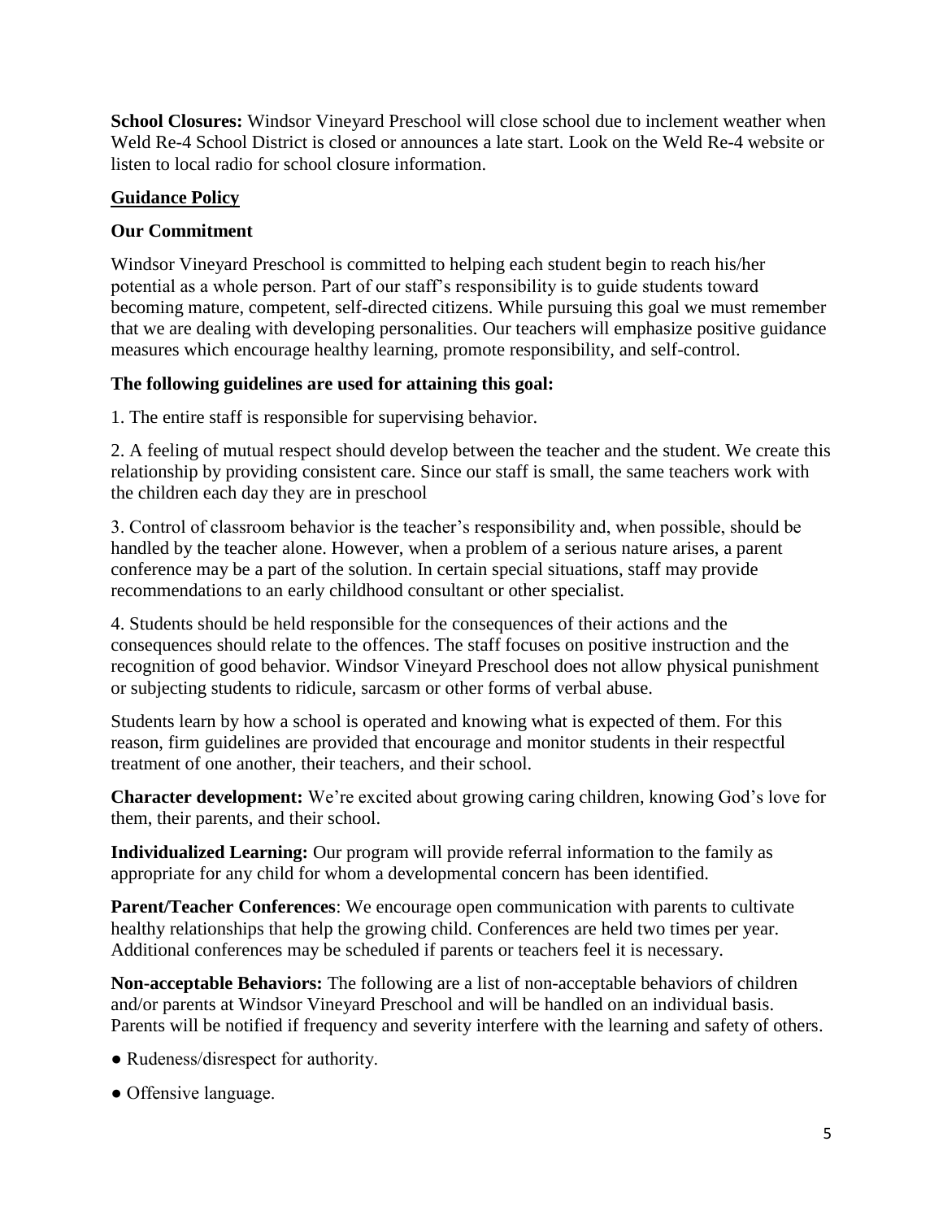**School Closures:** Windsor Vineyard Preschool will close school due to inclement weather when Weld Re-4 School District is closed or announces a late start. Look on the Weld Re-4 website or listen to local radio for school closure information.

## Guidance Policy

### Our Commitment

Windsor Vineyard Preschool is committed to helping each student begin to reach his/her potential as a whole person. Part of our staff's responsibility is to guide students toward becoming mature, competent, self-directed citizens. While pursuing this goal we must remember that we are dealing with developing personalities. Our teachers will emphasize positive guidance measures which encourage healthy learning, promote responsibility, and self-control.

### The following guidelines are used for attaining this goal:

1. The entire staff is responsible for supervising behavior.

2. A feeling of mutual respect should develop between the teacher and the student. We create this relationship by providing consistent care. Since our staff is small, the same teachers work with the children each day they are in preschool

3. Control of classroom behavior is the teacher's responsibility and, when possible, should be handled by the teacher alone. However, when a problem of a serious nature arises, a parent conference may be a part of the solution. In certain special situations, staff may provide recommendations to an early childhood consultant or other specialist.

4. Students should be held responsible for the consequences of their actions and the consequences should relate to the offences. The staff focuses on positive instruction and the recognition of good behavior. Windsor Vineyard Preschool does not allow physical punishment or subjecting students to ridicule, sarcasm or other forms of verbal abuse.

Students learn by how a school is operated and knowing what is expected of them. For this reason, firm guidelines are provided that encourage and monitor students in their respectful treatment of one another, their teachers, and their school.

**Character development:** We're excited about growing caring children, knowing God's love for them, their parents, and their school.

**Individualized Learning:** Our program will provide referral information to the family as appropriate for any child for whom a developmental concern has been identified.

**Parent/Teacher Conferences**: We encourage open communication with parents to cultivate healthy relationships that help the growing child. Conferences are held two times per year. Additional conferences may be scheduled if parents or teachers feel it is necessary.

**Non-acceptable Behaviors:** The following are a list of non-acceptable behaviors of children and/or parents at Windsor Vineyard Preschool and will be handled on an individual basis. Parents will be notified if frequency and severity interfere with the learning and safety of others.

- Rudeness/disrespect for authority.
- Offensive language.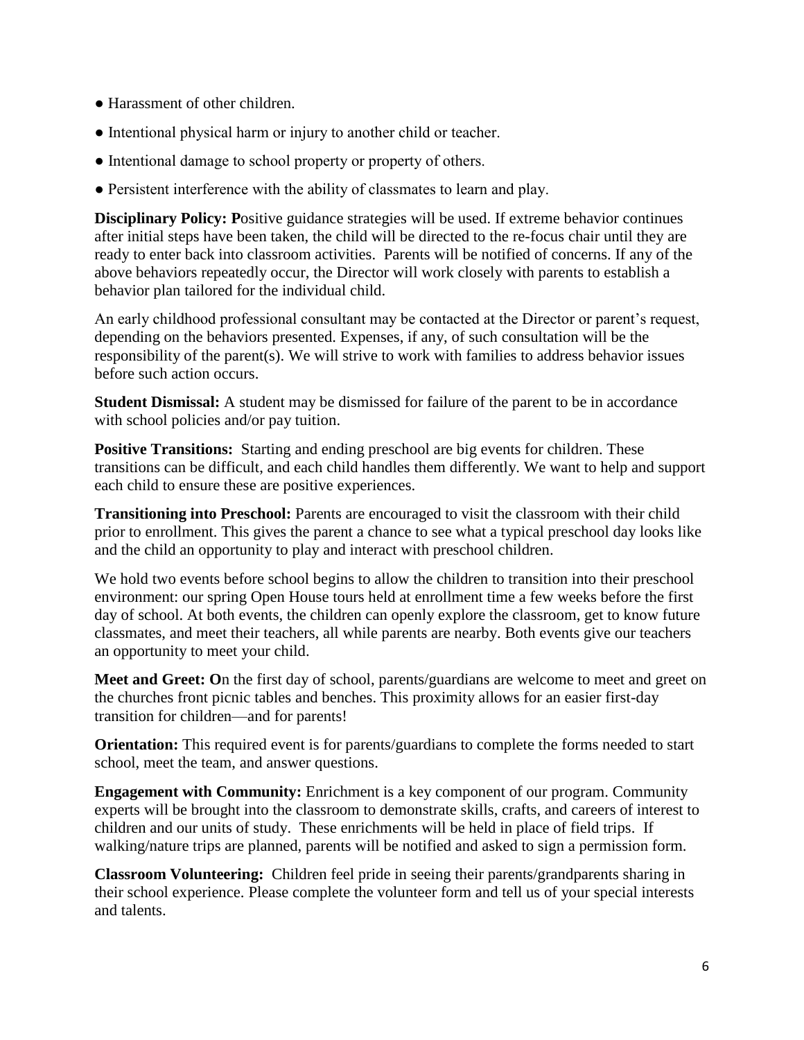- Harassment of other children.
- Intentional physical harm or injury to another child or teacher.
- Intentional damage to school property or property of others.
- Persistent interference with the ability of classmates to learn and play.

**Disciplinary Policy: P**ositive guidance strategies will be used. If extreme behavior continues after initial steps have been taken, the child will be directed to the re-focus chair until they are ready to enter back into classroom activities. Parents will be notified of concerns. If any of the above behaviors repeatedly occur, the Director will work closely with parents to establish a behavior plan tailored for the individual child.

An early childhood professional consultant may be contacted at the Director or parent's request, depending on the behaviors presented. Expenses, if any, of such consultation will be the responsibility of the parent(s). We will strive to work with families to address behavior issues before such action occurs.

**Student Dismissal:** A student may be dismissed for failure of the parent to be in accordance with school policies and/or pay tuition.

**Positive Transitions:** Starting and ending preschool are big events for children. These transitions can be difficult, and each child handles them differently. We want to help and support each child to ensure these are positive experiences.

**Transitioning into Preschool:** Parents are encouraged to visit the classroom with their child prior to enrollment. This gives the parent a chance to see what a typical preschool day looks like and the child an opportunity to play and interact with preschool children.

We hold two events before school begins to allow the children to transition into their preschool environment: our spring Open House tours held at enrollment time a few weeks before the first day of school. At both events, the children can openly explore the classroom, get to know future classmates, and meet their teachers, all while parents are nearby. Both events give our teachers an opportunity to meet your child.

**Meet and Greet: O**n the first day of school, parents/guardians are welcome to meet and greet on the churches front picnic tables and benches. This proximity allows for an easier first-day transition for children—and for parents!

**Orientation:** This required event is for parents/guardians to complete the forms needed to start school, meet the team, and answer questions.

**Engagement with Community:** Enrichment is a key component of our program. Community experts will be brought into the classroom to demonstrate skills, crafts, and careers of interest to children and our units of study. These enrichments will be held in place of field trips. If walking/nature trips are planned, parents will be notified and asked to sign a permission form.

**Classroom Volunteering:** Children feel pride in seeing their parents/grandparents sharing in their school experience. Please complete the volunteer form and tell us of your special interests and talents.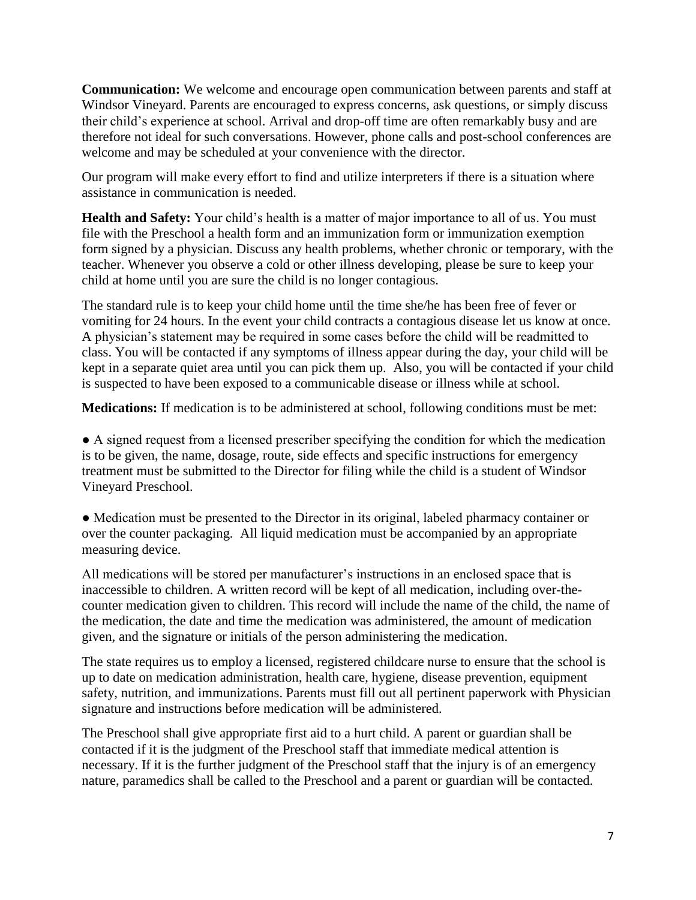**Communication:** We welcome and encourage open communication between parents and staff at Windsor Vineyard. Parents are encouraged to express concerns, ask questions, or simply discuss their child's experience at school. Arrival and drop-off time are often remarkably busy and are therefore not ideal for such conversations. However, phone calls and post-school conferences are welcome and may be scheduled at your convenience with the director.

Our program will make every effort to find and utilize interpreters if there is a situation where assistance in communication is needed.

**Health and Safety:** Your child's health is a matter of major importance to all of us. You must file with the Preschool a health form and an immunization form or immunization exemption form signed by a physician. Discuss any health problems, whether chronic or temporary, with the teacher. Whenever you observe a cold or other illness developing, please be sure to keep your child at home until you are sure the child is no longer contagious.

The standard rule is to keep your child home until the time she/he has been free of fever or vomiting for 24 hours. In the event your child contracts a contagious disease let us know at once. A physician's statement may be required in some cases before the child will be readmitted to class. You will be contacted if any symptoms of illness appear during the day, your child will be kept in a separate quiet area until you can pick them up. Also, you will be contacted if your child is suspected to have been exposed to a communicable disease or illness while at school.

**Medications:** If medication is to be administered at school, following conditions must be met:

- A signed request from a licensed prescriber specifying the condition for which the medication is to be given, the name, dosage, route, side effects and specific instructions for emergency treatment must be submitted to the Director for filing while the child is a student of Windsor Vineyard Preschool.

- Medication must be presented to the Director in its original, labeled pharmacy container or over the counter packaging. All liquid medication must be accompanied by an appropriate measuring device.

All medications will be stored per manufacturer's instructions in an enclosed space that is inaccessible to children. A written record will be kept of all medication, including over-the-counter medication given to children. This record will include the name of the child, the name of the medication, the date and time the medication was administered, the amount of medication given, and the signature or initials of the person administering the medication.

The state requires us to employ a licensed, registered childcare nurse to ensure that the school is up to date on medication administration, health care, hygiene, disease prevention, equipment safety, nutrition, and immunizations. Parents must fill out all pertinent paperwork with Physician signature and instructions before medication will be administered.

The Preschool shall give appropriate first aid to a hurt child. A parent or guardian shall be contacted if it is the judgment of the Preschool staff that immediate medical attention is necessary. If it is the further judgment of the Preschool staff that the injury is of an emergency nature, paramedics shall be called to the Preschool and a parent or guardian will be contacted.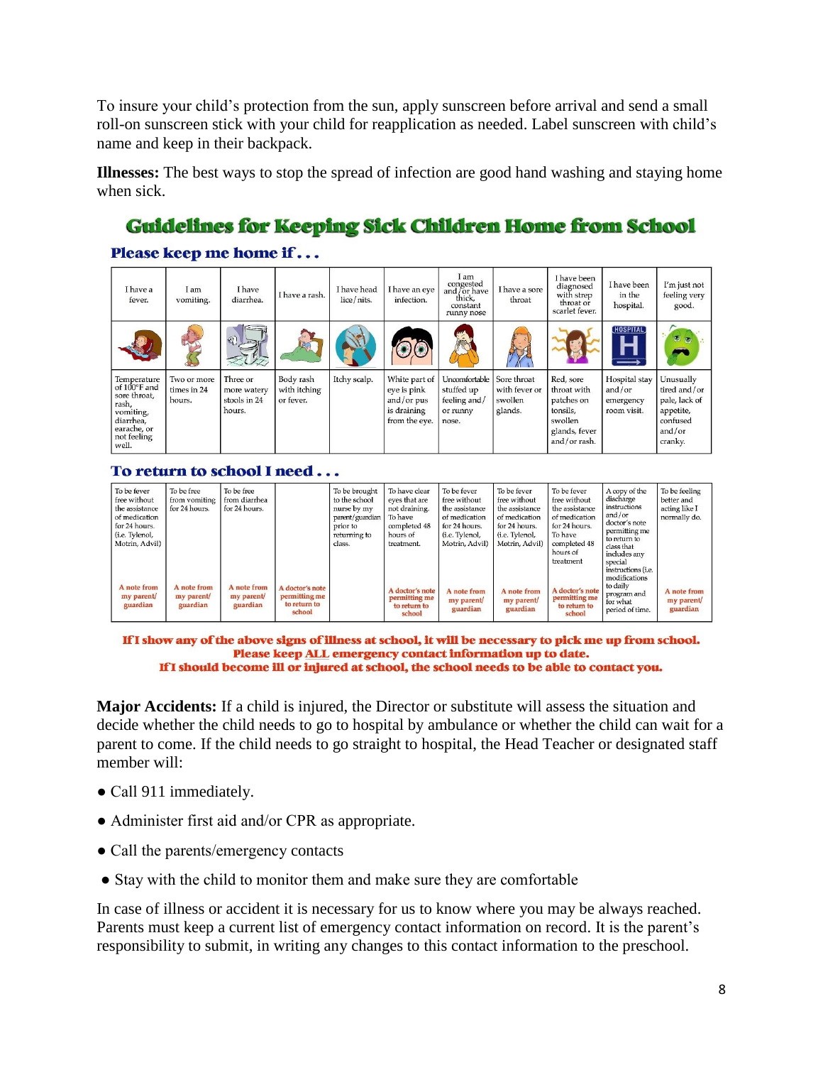To insure your child's protection from the sun, apply sunscreen before arrival and send a small roll-on sunscreen stick with your child for reapplication as needed. Label sunscreen with child's name and keep in their backpack.

**Illnesses:** The best ways to stop the spread of infection are good hand washing and staying home when sick.

## Guidelines for Keeping Sick Children Home from School

### Please keep me home if . . .

| I have a fever. | I am vomiting. | I have diarrhea. | I have a rash. | I have head lice/nits. | I have an eye infection. | I am congested and/or have thick, constant runny nose | I have a sore throat | I have been diagnosed with strep throat or scarlet fever. | I have been in the hospital. | I'm just not feeling very good. |
|---|---|---|---|---|---|---|---|---|---|---|
| Temperature of 100°F and sore throat, rash, vomiting, diarrhea, earache, or not feeling well. | Two or more times in 24 hours. | Three or more watery stools in 24 hours. | Body rash with itching or fever. | Itchy scalp. | White part of eye is pink and/or pus is draining from the eye. | Uncomfortable stuffed up feeling and/or runny nose. | Sore throat with fever or swollen glands. | Red, sore throat with patches on tonsils, swollen glands, fever and/or rash. | Hospital stay and/or emergency room visit. | Unusually tired and/or pale, lack of appetite, confused and/or cranky. |

### To return to school I need . . .

| | | | | | | | | | | |
|---|---|---|---|---|---|---|---|---|---|---|
| To be fever free without the assistance of medication for 24 hours. (i.e. Tylenol, Motrin, Advil) | To be free from vomiting for 24 hours. | To be free from diarrhea for 24 hours. | | To be brought to the school nurse by my parent/guardian prior to returning to class. | To have clear eyes that are not draining. To have completed 48 hours of treatment. | To be fever free without the assistance of medication for 24 hours. (i.e. Tylenol, Motrin, Advil) | To be fever free without the assistance of medication for 24 hours. (i.e. Tylenol, Motrin, Advil) | To be fever free without the assistance of medication for 24 hours. To have completed 48 hours of treatment | A copy of the discharge instructions and/or doctor's note permitting me to return to class that includes any special instructions (i.e. modifications to daily program and for what period of time. | To be feeling better and acting like I normally do. |
| A note from my parent/guardian | A note from my parent/guardian | A note from my parent/guardian | A doctor's note permitting me to return to school | | A doctor's note permitting me to return to school | A note from my parent/guardian | A note from my parent/guardian | A doctor's note permitting me to return to school | | A note from my parent/guardian |

**If I show any of the above signs of illness at school, it will be necessary to pick me up from school.**
**Please keep ALL emergency contact information up to date.**
**If I should become ill or injured at school, the school needs to be able to contact you.**

**Major Accidents:** If a child is injured, the Director or substitute will assess the situation and decide whether the child needs to go to hospital by ambulance or whether the child can wait for a parent to come. If the child needs to go straight to hospital, the Head Teacher or designated staff member will:

- Call 911 immediately.
- Administer first aid and/or CPR as appropriate.
- Call the parents/emergency contacts
- Stay with the child to monitor them and make sure they are comfortable

In case of illness or accident it is necessary for us to know where you may be always reached. Parents must keep a current list of emergency contact information on record. It is the parent's responsibility to submit, in writing any changes to this contact information to the preschool.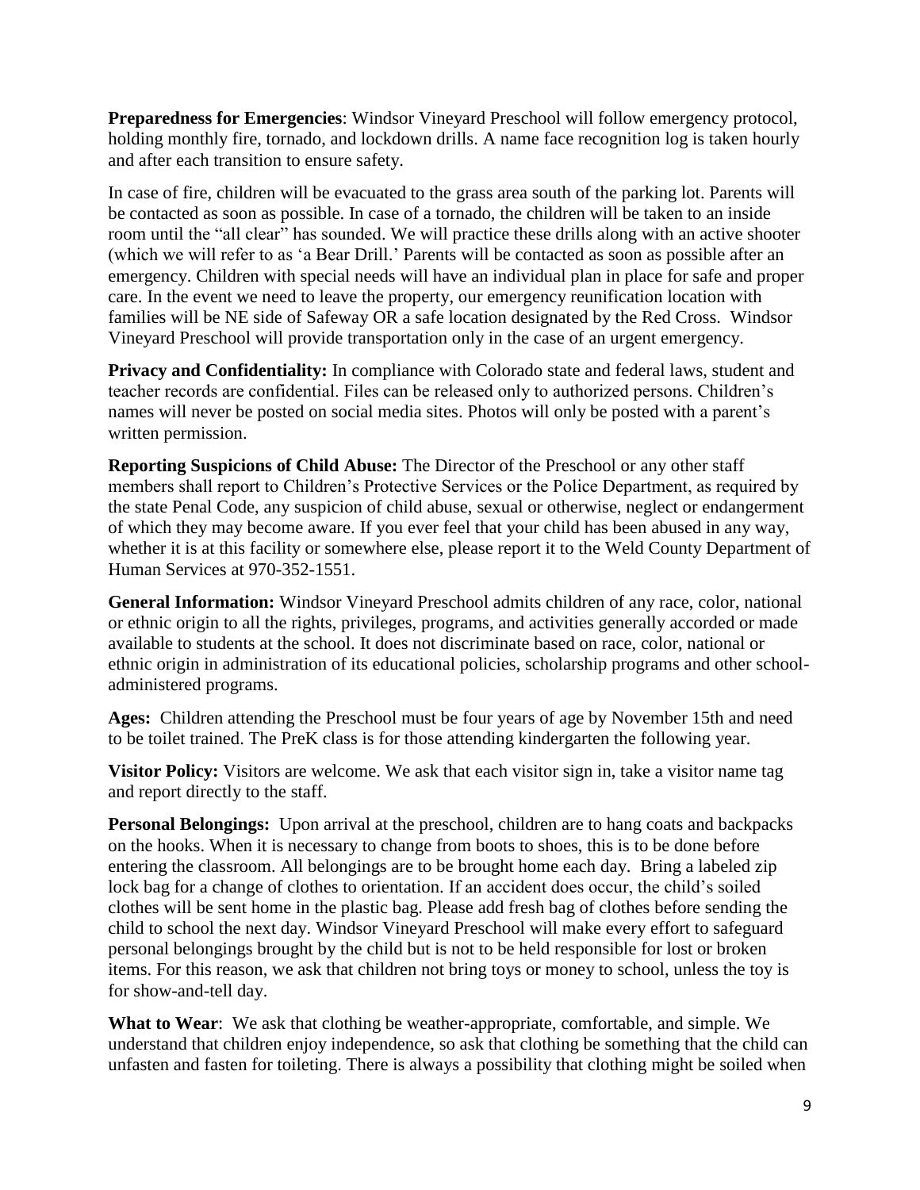**Preparedness for Emergencies**: Windsor Vineyard Preschool will follow emergency protocol, holding monthly fire, tornado, and lockdown drills. A name face recognition log is taken hourly and after each transition to ensure safety.

In case of fire, children will be evacuated to the grass area south of the parking lot. Parents will be contacted as soon as possible. In case of a tornado, the children will be taken to an inside room until the "all clear" has sounded. We will practice these drills along with an active shooter (which we will refer to as 'a Bear Drill.' Parents will be contacted as soon as possible after an emergency. Children with special needs will have an individual plan in place for safe and proper care. In the event we need to leave the property, our emergency reunification location with families will be NE side of Safeway OR a safe location designated by the Red Cross. Windsor Vineyard Preschool will provide transportation only in the case of an urgent emergency.

**Privacy and Confidentiality:** In compliance with Colorado state and federal laws, student and teacher records are confidential. Files can be released only to authorized persons. Children's names will never be posted on social media sites. Photos will only be posted with a parent's written permission.

**Reporting Suspicions of Child Abuse:** The Director of the Preschool or any other staff members shall report to Children's Protective Services or the Police Department, as required by the state Penal Code, any suspicion of child abuse, sexual or otherwise, neglect or endangerment of which they may become aware. If you ever feel that your child has been abused in any way, whether it is at this facility or somewhere else, please report it to the Weld County Department of Human Services at 970-352-1551.

**General Information:** Windsor Vineyard Preschool admits children of any race, color, national or ethnic origin to all the rights, privileges, programs, and activities generally accorded or made available to students at the school. It does not discriminate based on race, color, national or ethnic origin in administration of its educational policies, scholarship programs and other school-administered programs.

**Ages:** Children attending the Preschool must be four years of age by November 15th and need to be toilet trained. The PreK class is for those attending kindergarten the following year.

**Visitor Policy:** Visitors are welcome. We ask that each visitor sign in, take a visitor name tag and report directly to the staff.

**Personal Belongings:** Upon arrival at the preschool, children are to hang coats and backpacks on the hooks. When it is necessary to change from boots to shoes, this is to be done before entering the classroom. All belongings are to be brought home each day. Bring a labeled zip lock bag for a change of clothes to orientation. If an accident does occur, the child's soiled clothes will be sent home in the plastic bag. Please add fresh bag of clothes before sending the child to school the next day. Windsor Vineyard Preschool will make every effort to safeguard personal belongings brought by the child but is not to be held responsible for lost or broken items. For this reason, we ask that children not bring toys or money to school, unless the toy is for show-and-tell day.

**What to Wear**: We ask that clothing be weather-appropriate, comfortable, and simple. We understand that children enjoy independence, so ask that clothing be something that the child can unfasten and fasten for toileting. There is always a possibility that clothing might be soiled when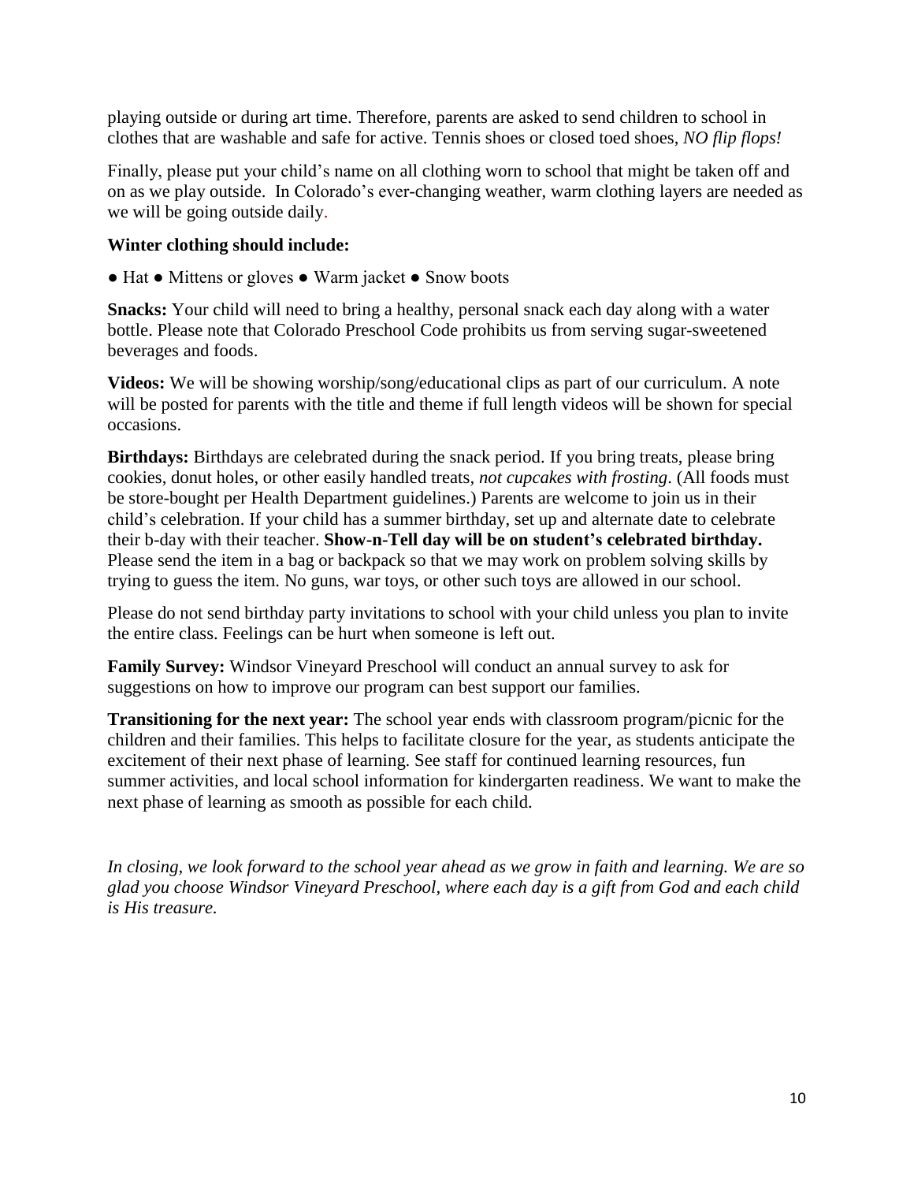playing outside or during art time. Therefore, parents are asked to send children to school in clothes that are washable and safe for active. Tennis shoes or closed toed shoes, *NO flip flops!*

Finally, please put your child's name on all clothing worn to school that might be taken off and on as we play outside. In Colorado's ever-changing weather, warm clothing layers are needed as we will be going outside daily.

**Winter clothing should include:**

● Hat ● Mittens or gloves ● Warm jacket ● Snow boots

**Snacks:** Your child will need to bring a healthy, personal snack each day along with a water bottle. Please note that Colorado Preschool Code prohibits us from serving sugar-sweetened beverages and foods.

**Videos:** We will be showing worship/song/educational clips as part of our curriculum. A note will be posted for parents with the title and theme if full length videos will be shown for special occasions.

**Birthdays:** Birthdays are celebrated during the snack period. If you bring treats, please bring cookies, donut holes, or other easily handled treats, *not cupcakes with frosting*. (All foods must be store-bought per Health Department guidelines.) Parents are welcome to join us in their child's celebration. If your child has a summer birthday, set up and alternate date to celebrate their b-day with their teacher. **Show-n-Tell day will be on student's celebrated birthday.** Please send the item in a bag or backpack so that we may work on problem solving skills by trying to guess the item. No guns, war toys, or other such toys are allowed in our school.

Please do not send birthday party invitations to school with your child unless you plan to invite the entire class. Feelings can be hurt when someone is left out.

**Family Survey:** Windsor Vineyard Preschool will conduct an annual survey to ask for suggestions on how to improve our program can best support our families.

**Transitioning for the next year:** The school year ends with classroom program/picnic for the children and their families. This helps to facilitate closure for the year, as students anticipate the excitement of their next phase of learning. See staff for continued learning resources, fun summer activities, and local school information for kindergarten readiness. We want to make the next phase of learning as smooth as possible for each child.

*In closing, we look forward to the school year ahead as we grow in faith and learning. We are so glad you choose Windsor Vineyard Preschool, where each day is a gift from God and each child is His treasure.*